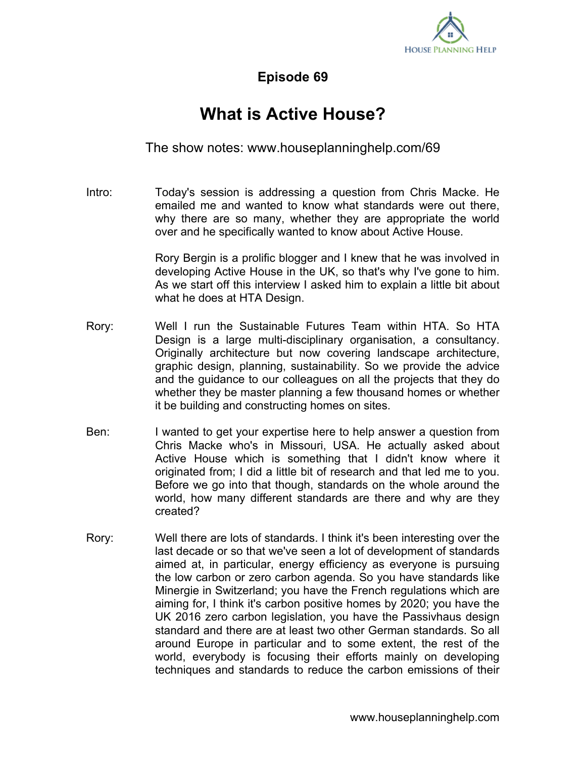# Episode 69

## What is Active House?

The show notes: www.houseplanninghelp.com/69

Intro: Today's session is addressing a question from Chris Macke. He emailed me and wanted to know what standards were out there, why there are so many, whether they are appropriate the world over and he specifically wanted to know about Active House.

Rory Bergin is a prolific blogger and I knew that he was involved in developing Active House in the UK, so that's why I've gone to him. As we start off this interview I asked him to explain a little bit about what he does at HTA Design.

Rory: Well I run the Sustainable Futures Team within HTA. So HTA Design is a large multi-disciplinary organisation, a consultancy. Originally architecture but now covering landscape architecture, graphic design, planning, sustainability. So we provide the advice and the guidance to our colleagues on all the projects that they do whether they be master planning a few thousand homes or whether it be building and constructing homes on sites.

Ben: I wanted to get your expertise here to help answer a question from Chris Macke who's in Missouri, USA. He actually asked about Active House which is something that I didn't know where it originated from; I did a little bit of research and that led me to you. Before we go into that though, standards on the whole around the world, how many different standards are there and why are they created?

Rory: Well there are lots of standards. I think it's been interesting over the last decade or so that we've seen a lot of development of standards aimed at, in particular, energy efficiency as everyone is pursuing the low carbon or zero carbon agenda. So you have standards like Minergie in Switzerland; you have the French regulations which are aiming for, I think it's carbon positive homes by 2020; you have the UK 2016 zero carbon legislation, you have the Passivhaus design standard and there are at least two other German standards. So all around Europe in particular and to some extent, the rest of the world, everybody is focusing their efforts mainly on developing techniques and standards to reduce the carbon emissions of their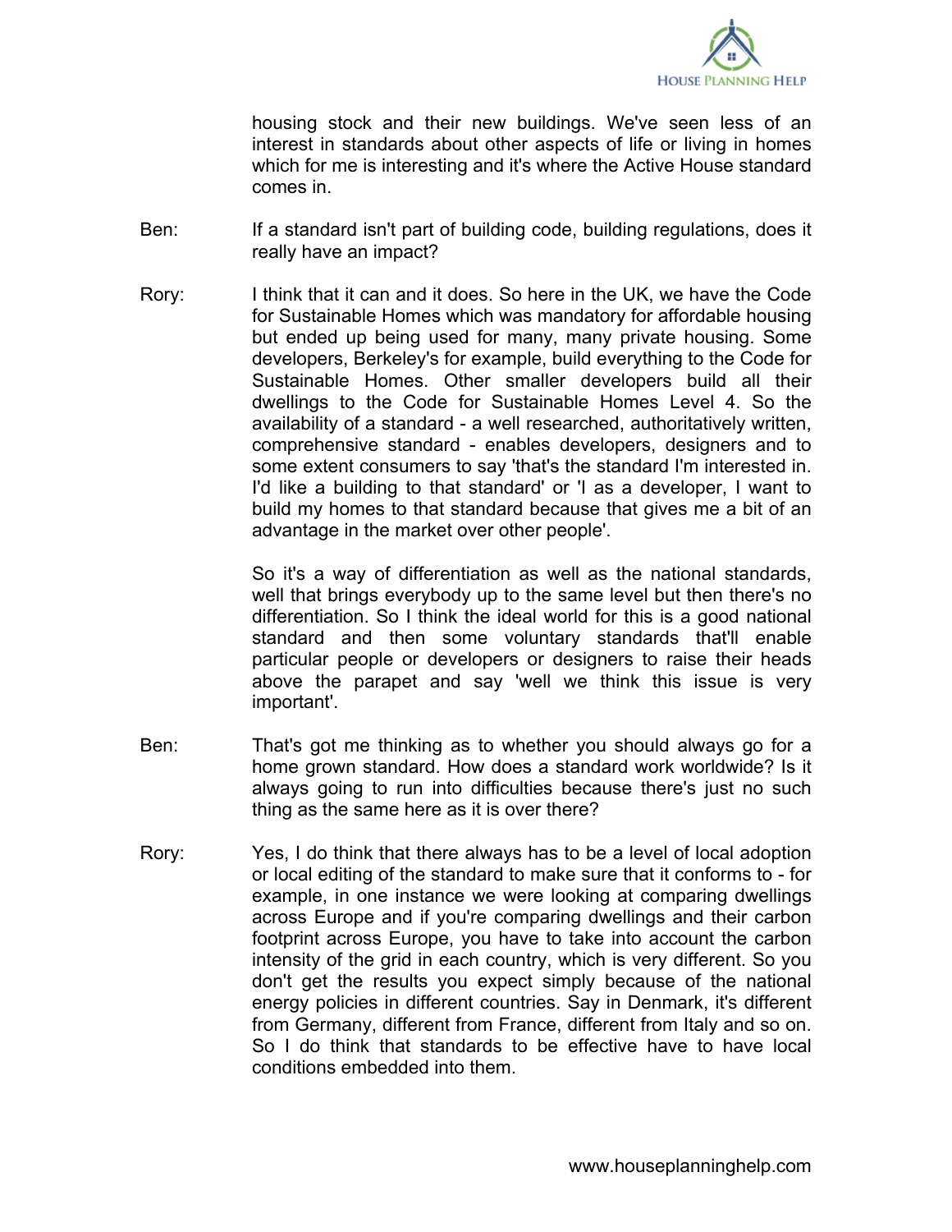housing stock and their new buildings. We've seen less of an interest in standards about other aspects of life or living in homes which for me is interesting and it's where the Active House standard comes in.

Ben: If a standard isn't part of building code, building regulations, does it really have an impact?

Rory: I think that it can and it does. So here in the UK, we have the Code for Sustainable Homes which was mandatory for affordable housing but ended up being used for many, many private housing. Some developers, Berkeley's for example, build everything to the Code for Sustainable Homes. Other smaller developers build all their dwellings to the Code for Sustainable Homes Level 4. So the availability of a standard - a well researched, authoritatively written, comprehensive standard - enables developers, designers and to some extent consumers to say 'that's the standard I'm interested in. I'd like a building to that standard' or 'I as a developer, I want to build my homes to that standard because that gives me a bit of an advantage in the market over other people'.

So it's a way of differentiation as well as the national standards, well that brings everybody up to the same level but then there's no differentiation. So I think the ideal world for this is a good national standard and then some voluntary standards that'll enable particular people or developers or designers to raise their heads above the parapet and say 'well we think this issue is very important'.

Ben: That's got me thinking as to whether you should always go for a home grown standard. How does a standard work worldwide? Is it always going to run into difficulties because there's just no such thing as the same here as it is over there?

Rory: Yes, I do think that there always has to be a level of local adoption or local editing of the standard to make sure that it conforms to - for example, in one instance we were looking at comparing dwellings across Europe and if you're comparing dwellings and their carbon footprint across Europe, you have to take into account the carbon intensity of the grid in each country, which is very different. So you don't get the results you expect simply because of the national energy policies in different countries. Say in Denmark, it's different from Germany, different from France, different from Italy and so on. So I do think that standards to be effective have to have local conditions embedded into them.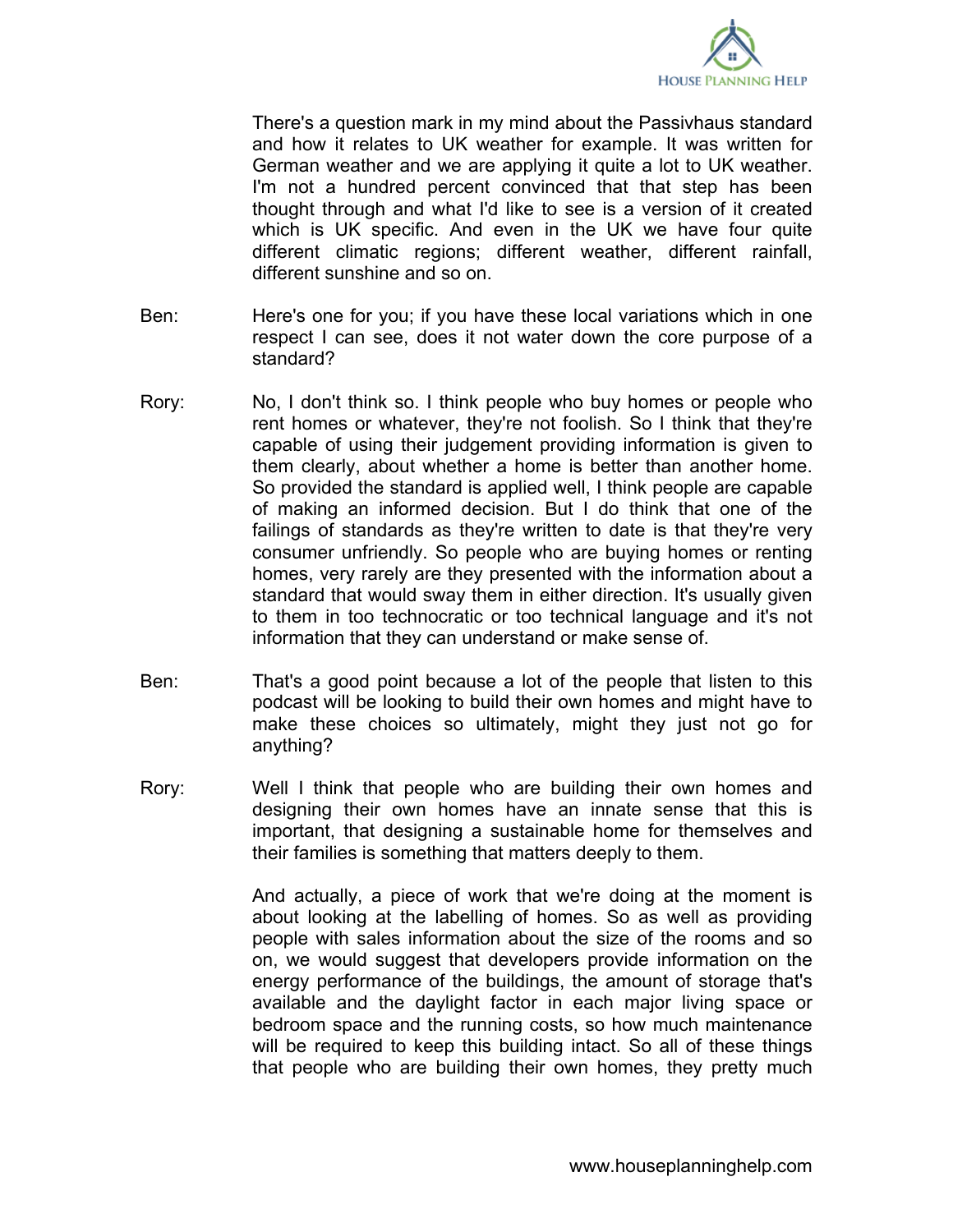There's a question mark in my mind about the Passivhaus standard and how it relates to UK weather for example. It was written for German weather and we are applying it quite a lot to UK weather. I'm not a hundred percent convinced that that step has been thought through and what I'd like to see is a version of it created which is UK specific. And even in the UK we have four quite different climatic regions; different weather, different rainfall, different sunshine and so on.

Ben: Here's one for you; if you have these local variations which in one respect I can see, does it not water down the core purpose of a standard?

Rory: No, I don't think so. I think people who buy homes or people who rent homes or whatever, they're not foolish. So I think that they're capable of using their judgement providing information is given to them clearly, about whether a home is better than another home. So provided the standard is applied well, I think people are capable of making an informed decision. But I do think that one of the failings of standards as they're written to date is that they're very consumer unfriendly. So people who are buying homes or renting homes, very rarely are they presented with the information about a standard that would sway them in either direction. It's usually given to them in too technocratic or too technical language and it's not information that they can understand or make sense of.

Ben: That's a good point because a lot of the people that listen to this podcast will be looking to build their own homes and might have to make these choices so ultimately, might they just not go for anything?

Rory: Well I think that people who are building their own homes and designing their own homes have an innate sense that this is important, that designing a sustainable home for themselves and their families is something that matters deeply to them.

And actually, a piece of work that we're doing at the moment is about looking at the labelling of homes. So as well as providing people with sales information about the size of the rooms and so on, we would suggest that developers provide information on the energy performance of the buildings, the amount of storage that's available and the daylight factor in each major living space or bedroom space and the running costs, so how much maintenance will be required to keep this building intact. So all of these things that people who are building their own homes, they pretty much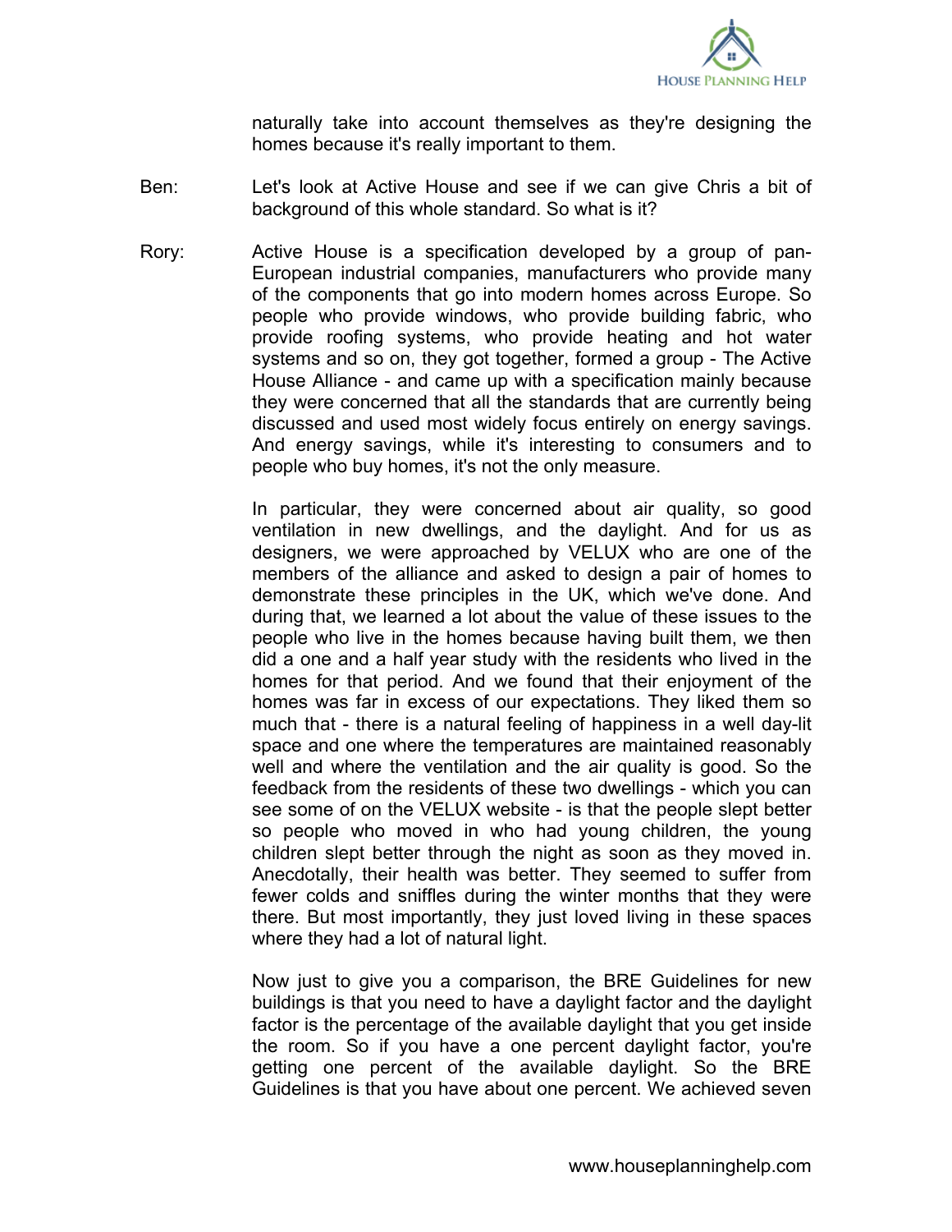naturally take into account themselves as they're designing the homes because it's really important to them.

Ben: Let's look at Active House and see if we can give Chris a bit of background of this whole standard. So what is it?

Rory: Active House is a specification developed by a group of pan-European industrial companies, manufacturers who provide many of the components that go into modern homes across Europe. So people who provide windows, who provide building fabric, who provide roofing systems, who provide heating and hot water systems and so on, they got together, formed a group - The Active House Alliance - and came up with a specification mainly because they were concerned that all the standards that are currently being discussed and used most widely focus entirely on energy savings. And energy savings, while it's interesting to consumers and to people who buy homes, it's not the only measure.

In particular, they were concerned about air quality, so good ventilation in new dwellings, and the daylight. And for us as designers, we were approached by VELUX who are one of the members of the alliance and asked to design a pair of homes to demonstrate these principles in the UK, which we've done. And during that, we learned a lot about the value of these issues to the people who live in the homes because having built them, we then did a one and a half year study with the residents who lived in the homes for that period. And we found that their enjoyment of the homes was far in excess of our expectations. They liked them so much that - there is a natural feeling of happiness in a well day-lit space and one where the temperatures are maintained reasonably well and where the ventilation and the air quality is good. So the feedback from the residents of these two dwellings - which you can see some of on the VELUX website - is that the people slept better so people who moved in who had young children, the young children slept better through the night as soon as they moved in. Anecdotally, their health was better. They seemed to suffer from fewer colds and sniffles during the winter months that they were there. But most importantly, they just loved living in these spaces where they had a lot of natural light.

Now just to give you a comparison, the BRE Guidelines for new buildings is that you need to have a daylight factor and the daylight factor is the percentage of the available daylight that you get inside the room. So if you have a one percent daylight factor, you're getting one percent of the available daylight. So the BRE Guidelines is that you have about one percent. We achieved seven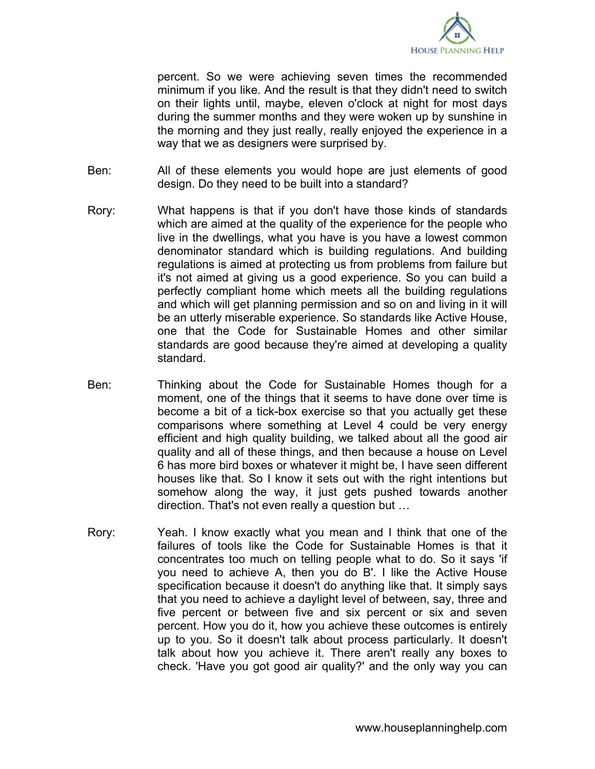percent. So we were achieving seven times the recommended minimum if you like. And the result is that they didn't need to switch on their lights until, maybe, eleven o'clock at night for most days during the summer months and they were woken up by sunshine in the morning and they just really, really enjoyed the experience in a way that we as designers were surprised by.

Ben: All of these elements you would hope are just elements of good design. Do they need to be built into a standard?

Rory: What happens is that if you don't have those kinds of standards which are aimed at the quality of the experience for the people who live in the dwellings, what you have is you have a lowest common denominator standard which is building regulations. And building regulations is aimed at protecting us from problems from failure but it's not aimed at giving us a good experience. So you can build a perfectly compliant home which meets all the building regulations and which will get planning permission and so on and living in it will be an utterly miserable experience. So standards like Active House, one that the Code for Sustainable Homes and other similar standards are good because they're aimed at developing a quality standard.

Ben: Thinking about the Code for Sustainable Homes though for a moment, one of the things that it seems to have done over time is become a bit of a tick-box exercise so that you actually get these comparisons where something at Level 4 could be very energy efficient and high quality building, we talked about all the good air quality and all of these things, and then because a house on Level 6 has more bird boxes or whatever it might be, I have seen different houses like that. So I know it sets out with the right intentions but somehow along the way, it just gets pushed towards another direction. That's not even really a question but …

Rory: Yeah. I know exactly what you mean and I think that one of the failures of tools like the Code for Sustainable Homes is that it concentrates too much on telling people what to do. So it says 'if you need to achieve A, then you do B'. I like the Active House specification because it doesn't do anything like that. It simply says that you need to achieve a daylight level of between, say, three and five percent or between five and six percent or six and seven percent. How you do it, how you achieve these outcomes is entirely up to you. So it doesn't talk about process particularly. It doesn't talk about how you achieve it. There aren't really any boxes to check. 'Have you got good air quality?' and the only way you can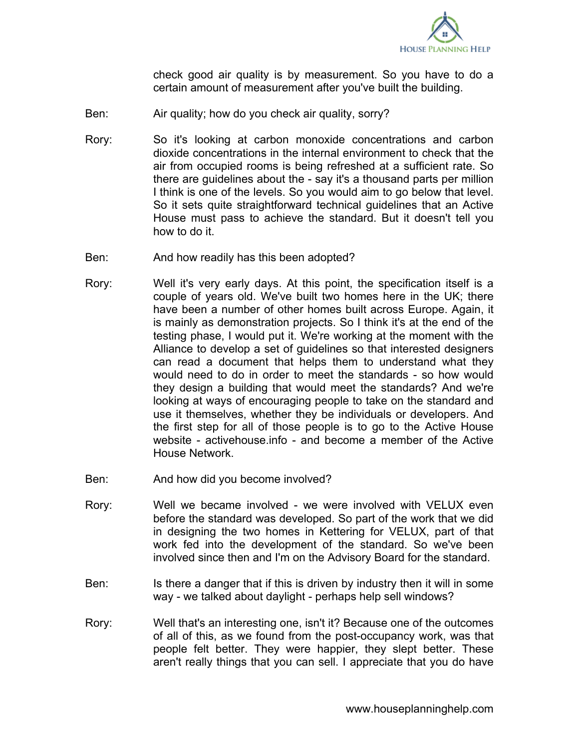check good air quality is by measurement. So you have to do a certain amount of measurement after you've built the building.

Ben: Air quality; how do you check air quality, sorry?

Rory: So it's looking at carbon monoxide concentrations and carbon dioxide concentrations in the internal environment to check that the air from occupied rooms is being refreshed at a sufficient rate. So there are guidelines about the - say it's a thousand parts per million I think is one of the levels. So you would aim to go below that level. So it sets quite straightforward technical guidelines that an Active House must pass to achieve the standard. But it doesn't tell you how to do it.

Ben: And how readily has this been adopted?

Rory: Well it's very early days. At this point, the specification itself is a couple of years old. We've built two homes here in the UK; there have been a number of other homes built across Europe. Again, it is mainly as demonstration projects. So I think it's at the end of the testing phase, I would put it. We're working at the moment with the Alliance to develop a set of guidelines so that interested designers can read a document that helps them to understand what they would need to do in order to meet the standards - so how would they design a building that would meet the standards? And we're looking at ways of encouraging people to take on the standard and use it themselves, whether they be individuals or developers. And the first step for all of those people is to go to the Active House website - activehouse.info - and become a member of the Active House Network.

Ben: And how did you become involved?

Rory: Well we became involved - we were involved with VELUX even before the standard was developed. So part of the work that we did in designing the two homes in Kettering for VELUX, part of that work fed into the development of the standard. So we've been involved since then and I'm on the Advisory Board for the standard.

Ben: Is there a danger that if this is driven by industry then it will in some way - we talked about daylight - perhaps help sell windows?

Rory: Well that's an interesting one, isn't it? Because one of the outcomes of all of this, as we found from the post-occupancy work, was that people felt better. They were happier, they slept better. These aren't really things that you can sell. I appreciate that you do have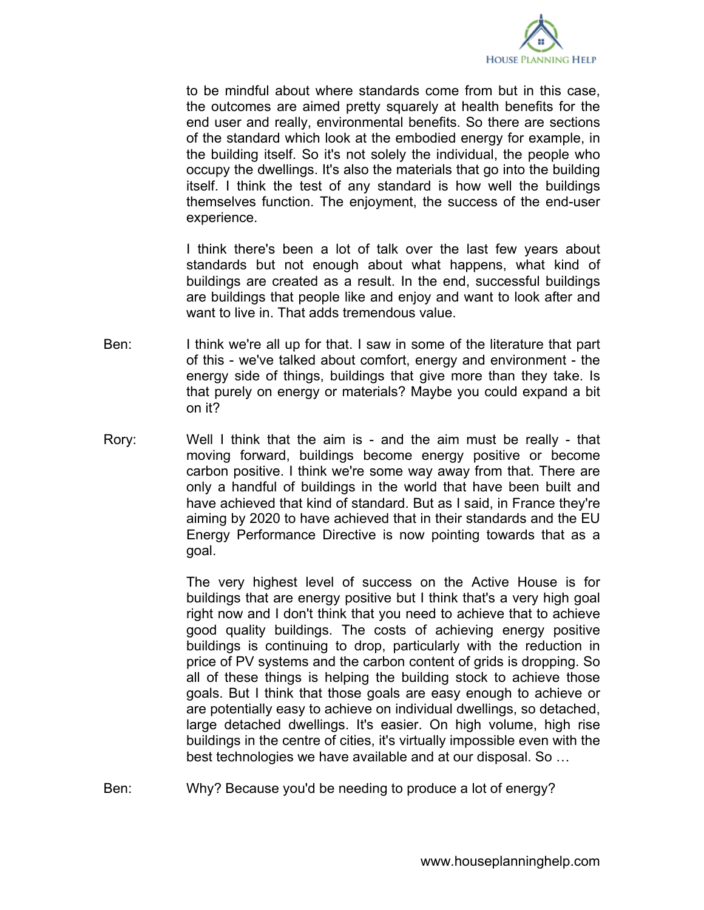to be mindful about where standards come from but in this case, the outcomes are aimed pretty squarely at health benefits for the end user and really, environmental benefits. So there are sections of the standard which look at the embodied energy for example, in the building itself. So it's not solely the individual, the people who occupy the dwellings. It's also the materials that go into the building itself. I think the test of any standard is how well the buildings themselves function. The enjoyment, the success of the end-user experience.

I think there's been a lot of talk over the last few years about standards but not enough about what happens, what kind of buildings are created as a result. In the end, successful buildings are buildings that people like and enjoy and want to look after and want to live in. That adds tremendous value.

Ben: I think we're all up for that. I saw in some of the literature that part of this - we've talked about comfort, energy and environment - the energy side of things, buildings that give more than they take. Is that purely on energy or materials? Maybe you could expand a bit on it?

Rory: Well I think that the aim is - and the aim must be really - that moving forward, buildings become energy positive or become carbon positive. I think we're some way away from that. There are only a handful of buildings in the world that have been built and have achieved that kind of standard. But as I said, in France they're aiming by 2020 to have achieved that in their standards and the EU Energy Performance Directive is now pointing towards that as a goal.

The very highest level of success on the Active House is for buildings that are energy positive but I think that's a very high goal right now and I don't think that you need to achieve that to achieve good quality buildings. The costs of achieving energy positive buildings is continuing to drop, particularly with the reduction in price of PV systems and the carbon content of grids is dropping. So all of these things is helping the building stock to achieve those goals. But I think that those goals are easy enough to achieve or are potentially easy to achieve on individual dwellings, so detached, large detached dwellings. It's easier. On high volume, high rise buildings in the centre of cities, it's virtually impossible even with the best technologies we have available and at our disposal. So …

Ben: Why? Because you'd be needing to produce a lot of energy?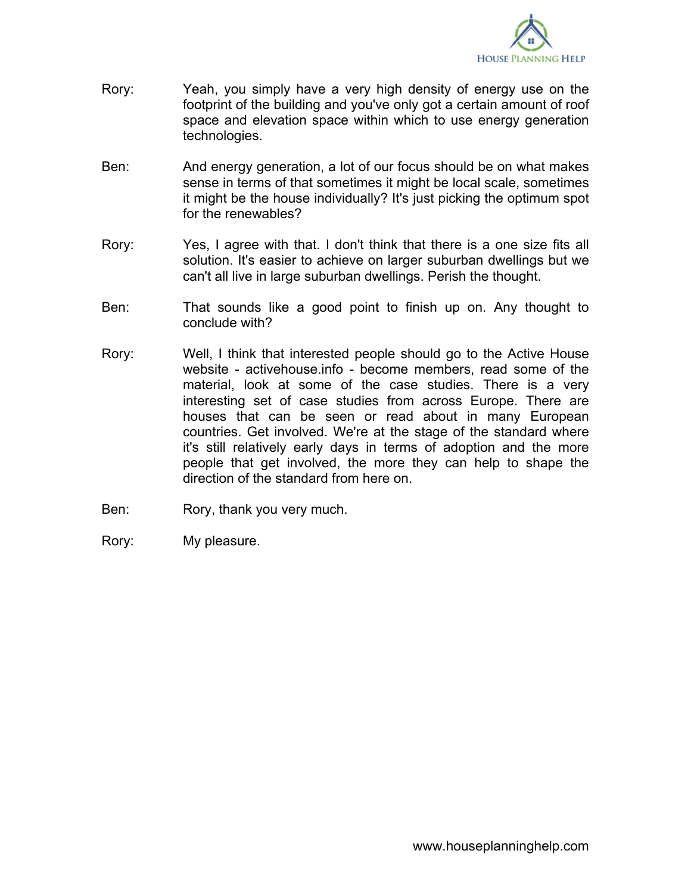Rory: Yeah, you simply have a very high density of energy use on the footprint of the building and you've only got a certain amount of roof space and elevation space within which to use energy generation technologies.

Ben: And energy generation, a lot of our focus should be on what makes sense in terms of that sometimes it might be local scale, sometimes it might be the house individually? It's just picking the optimum spot for the renewables?

Rory: Yes, I agree with that. I don't think that there is a one size fits all solution. It's easier to achieve on larger suburban dwellings but we can't all live in large suburban dwellings. Perish the thought.

Ben: That sounds like a good point to finish up on. Any thought to conclude with?

Rory: Well, I think that interested people should go to the Active House website - activehouse.info - become members, read some of the material, look at some of the case studies. There is a very interesting set of case studies from across Europe. There are houses that can be seen or read about in many European countries. Get involved. We're at the stage of the standard where it's still relatively early days in terms of adoption and the more people that get involved, the more they can help to shape the direction of the standard from here on.

Ben: Rory, thank you very much.

Rory: My pleasure.